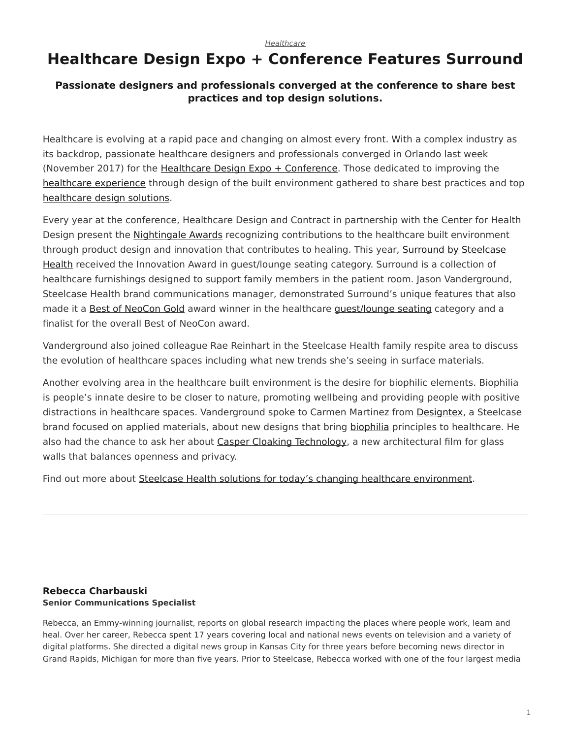*Healthcare*

# Healthcare Design Expo + Conference Features Surround

### Passionate designers and professionals converged at the conference to share best practices and top design solutions.

Healthcare is evolving at a rapid pace and changing on almost every front. With a complex industry as its backdrop, passionate healthcare designers and professionals converged in Orlando last week (November 2017) for the Healthcare Design Expo + Conference. Those dedicated to improving the healthcare experience through design of the built environment gathered to share best practices and top healthcare design solutions.

Every year at the conference, Healthcare Design and Contract in partnership with the Center for Health Design present the Nightingale Awards recognizing contributions to the healthcare built environment through product design and innovation that contributes to healing. This year, Surround by Steelcase Health received the Innovation Award in guest/lounge seating category. Surround is a collection of healthcare furnishings designed to support family members in the patient room. Jason Vanderground, Steelcase Health brand communications manager, demonstrated Surround's unique features that also made it a Best of NeoCon Gold award winner in the healthcare guest/lounge seating category and a finalist for the overall Best of NeoCon award.

Vanderground also joined colleague Rae Reinhart in the Steelcase Health family respite area to discuss the evolution of healthcare spaces including what new trends she's seeing in surface materials.

Another evolving area in the healthcare built environment is the desire for biophilic elements. Biophilia is people's innate desire to be closer to nature, promoting wellbeing and providing people with positive distractions in healthcare spaces. Vanderground spoke to Carmen Martinez from Designtex, a Steelcase brand focused on applied materials, about new designs that bring biophilia principles to healthcare. He also had the chance to ask her about Casper Cloaking Technology, a new architectural film for glass walls that balances openness and privacy.

Find out more about Steelcase Health solutions for today's changing healthcare environment.

---

**Rebecca Charbauski**
**Senior Communications Specialist**

Rebecca, an Emmy-winning journalist, reports on global research impacting the places where people work, learn and heal. Over her career, Rebecca spent 17 years covering local and national news events on television and a variety of digital platforms. She directed a digital news group in Kansas City for three years before becoming news director in Grand Rapids, Michigan for more than five years. Prior to Steelcase, Rebecca worked with one of the four largest media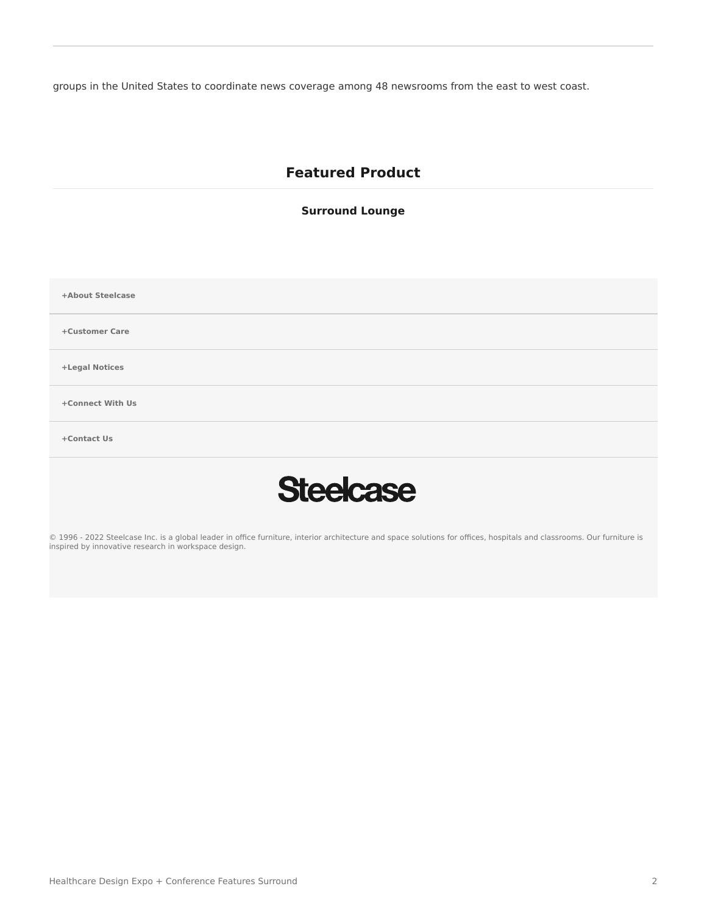groups in the United States to coordinate news coverage among 48 newsrooms from the east to west coast.

## Featured Product

**Surround Lounge**

**+About Steelcase**

**+Customer Care**

**+Legal Notices**

**+Connect With Us**

**+Contact Us**

Steelcase

© 1996 - 2022 Steelcase Inc. is a global leader in office furniture, interior architecture and space solutions for offices, hospitals and classrooms. Our furniture is inspired by innovative research in workspace design.